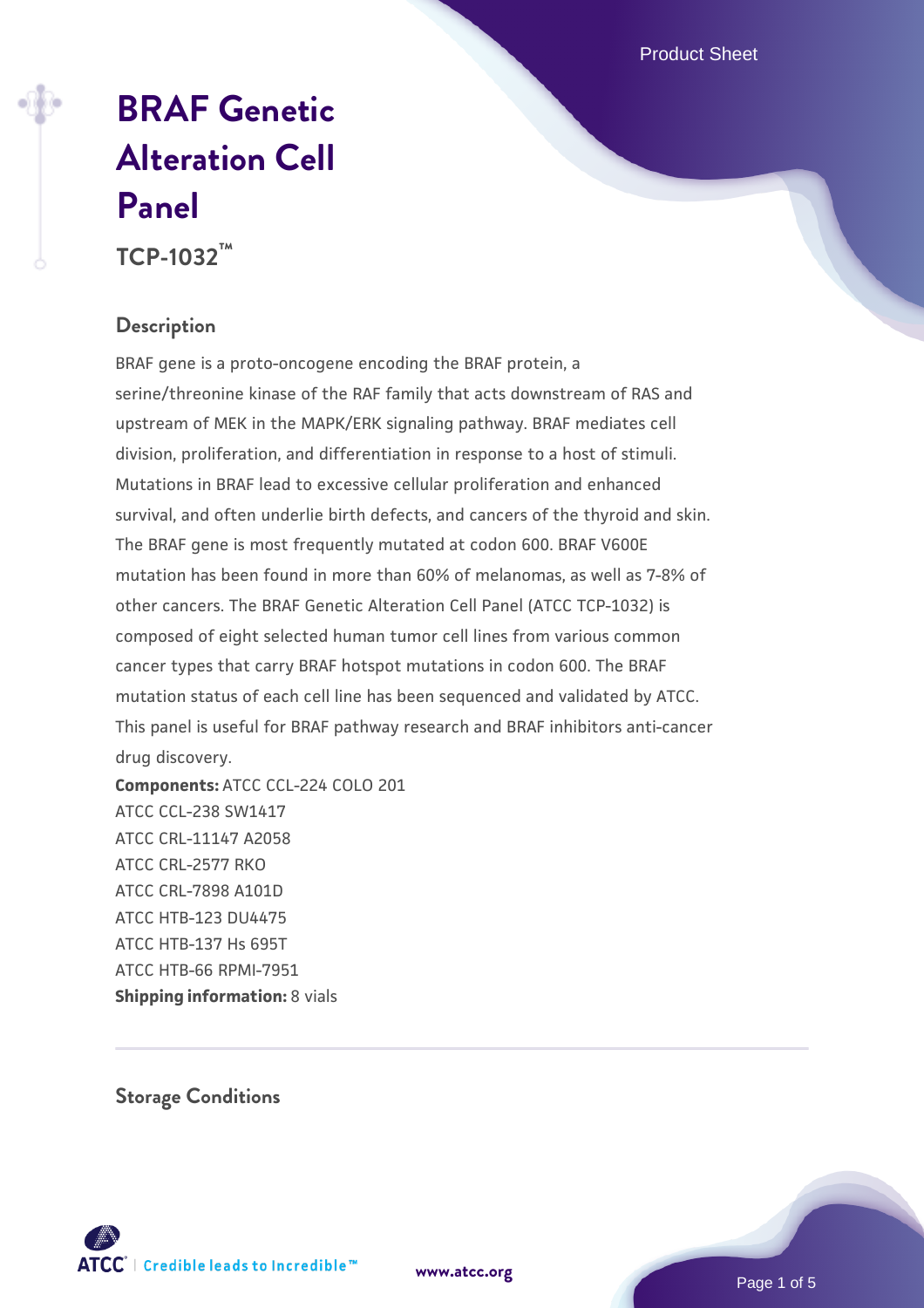# BRAF Genetic Alteration Cell Panel

**TCP-1032™**

## Description

BRAF gene is a proto-oncogene encoding the BRAF protein, a serine/threonine kinase of the RAF family that acts downstream of RAS and upstream of MEK in the MAPK/ERK signaling pathway. BRAF mediates cell division, proliferation, and differentiation in response to a host of stimuli. Mutations in BRAF lead to excessive cellular proliferation and enhanced survival, and often underlie birth defects, and cancers of the thyroid and skin. The BRAF gene is most frequently mutated at codon 600. BRAF V600E mutation has been found in more than 60% of melanomas, as well as 7-8% of other cancers. The BRAF Genetic Alteration Cell Panel (ATCC TCP-1032) is composed of eight selected human tumor cell lines from various common cancer types that carry BRAF hotspot mutations in codon 600. The BRAF mutation status of each cell line has been sequenced and validated by ATCC. This panel is useful for BRAF pathway research and BRAF inhibitors anti-cancer drug discovery.

**Components:** ATCC CCL-224 COLO 201
ATCC CCL-238 SW1417
ATCC CRL-11147 A2058
ATCC CRL-2577 RKO
ATCC CRL-7898 A101D
ATCC HTB-123 DU4475
ATCC HTB-137 Hs 695T
ATCC HTB-66 RPMI-7951

**Shipping information:** 8 vials

## Storage Conditions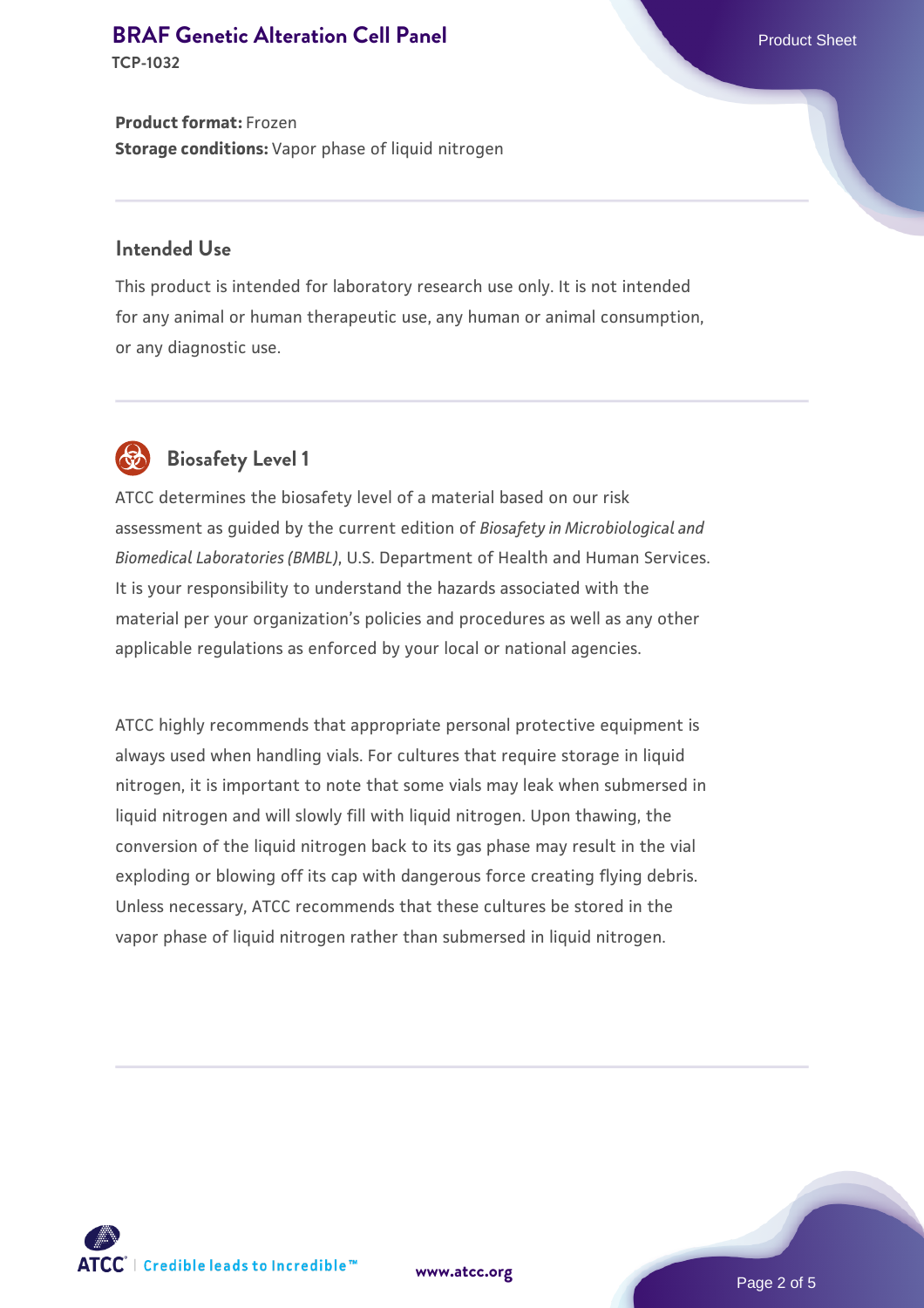**Product format:** Frozen
**Storage conditions:** Vapor phase of liquid nitrogen

## Intended Use

This product is intended for laboratory research use only. It is not intended for any animal or human therapeutic use, any human or animal consumption, or any diagnostic use.

## Biosafety Level 1

ATCC determines the biosafety level of a material based on our risk assessment as guided by the current edition of *Biosafety in Microbiological and Biomedical Laboratories (BMBL)*, U.S. Department of Health and Human Services. It is your responsibility to understand the hazards associated with the material per your organization's policies and procedures as well as any other applicable regulations as enforced by your local or national agencies.

ATCC highly recommends that appropriate personal protective equipment is always used when handling vials. For cultures that require storage in liquid nitrogen, it is important to note that some vials may leak when submersed in liquid nitrogen and will slowly fill with liquid nitrogen. Upon thawing, the conversion of the liquid nitrogen back to its gas phase may result in the vial exploding or blowing off its cap with dangerous force creating flying debris. Unless necessary, ATCC recommends that these cultures be stored in the vapor phase of liquid nitrogen rather than submersed in liquid nitrogen.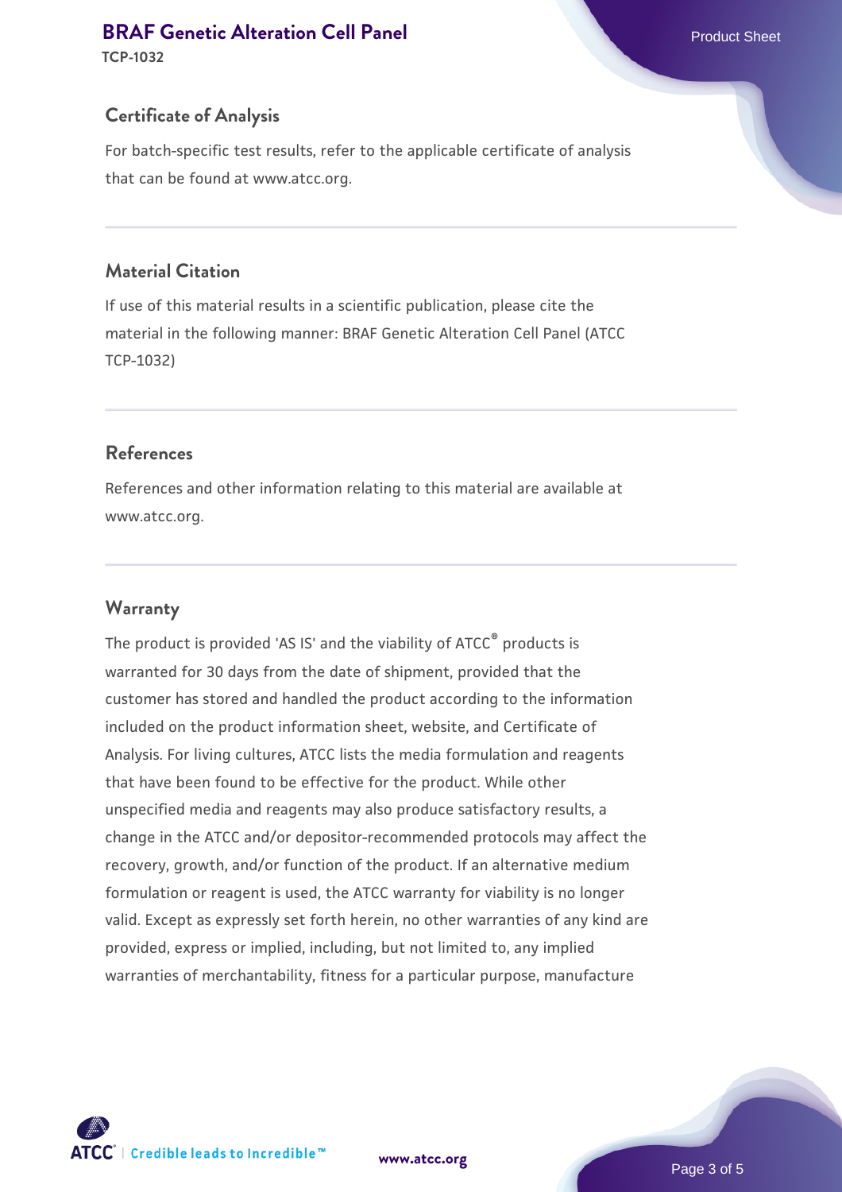## Certificate of Analysis

For batch-specific test results, refer to the applicable certificate of analysis that can be found at www.atcc.org.

## Material Citation

If use of this material results in a scientific publication, please cite the material in the following manner: BRAF Genetic Alteration Cell Panel (ATCC TCP-1032)

## References

References and other information relating to this material are available at www.atcc.org.

## Warranty

The product is provided 'AS IS' and the viability of ATCC® products is warranted for 30 days from the date of shipment, provided that the customer has stored and handled the product according to the information included on the product information sheet, website, and Certificate of Analysis. For living cultures, ATCC lists the media formulation and reagents that have been found to be effective for the product. While other unspecified media and reagents may also produce satisfactory results, a change in the ATCC and/or depositor-recommended protocols may affect the recovery, growth, and/or function of the product. If an alternative medium formulation or reagent is used, the ATCC warranty for viability is no longer valid. Except as expressly set forth herein, no other warranties of any kind are provided, express or implied, including, but not limited to, any implied warranties of merchantability, fitness for a particular purpose, manufacture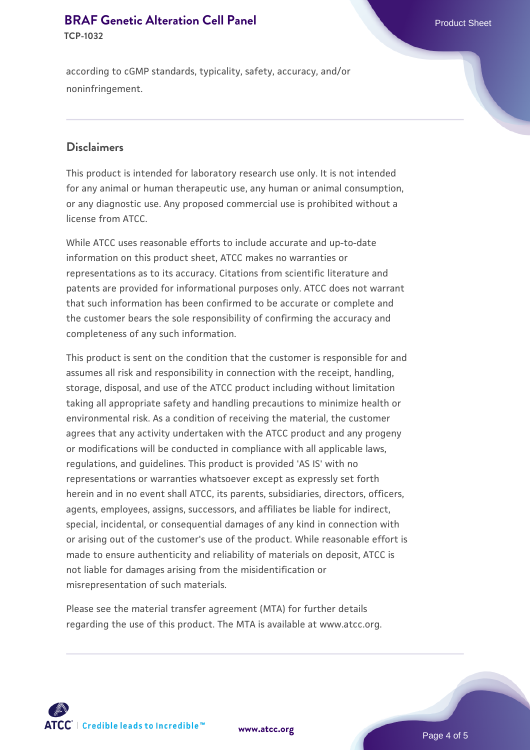according to cGMP standards, typicality, safety, accuracy, and/or noninfringement.

## Disclaimers

This product is intended for laboratory research use only. It is not intended for any animal or human therapeutic use, any human or animal consumption, or any diagnostic use. Any proposed commercial use is prohibited without a license from ATCC.

While ATCC uses reasonable efforts to include accurate and up-to-date information on this product sheet, ATCC makes no warranties or representations as to its accuracy. Citations from scientific literature and patents are provided for informational purposes only. ATCC does not warrant that such information has been confirmed to be accurate or complete and the customer bears the sole responsibility of confirming the accuracy and completeness of any such information.

This product is sent on the condition that the customer is responsible for and assumes all risk and responsibility in connection with the receipt, handling, storage, disposal, and use of the ATCC product including without limitation taking all appropriate safety and handling precautions to minimize health or environmental risk. As a condition of receiving the material, the customer agrees that any activity undertaken with the ATCC product and any progeny or modifications will be conducted in compliance with all applicable laws, regulations, and guidelines. This product is provided 'AS IS' with no representations or warranties whatsoever except as expressly set forth herein and in no event shall ATCC, its parents, subsidiaries, directors, officers, agents, employees, assigns, successors, and affiliates be liable for indirect, special, incidental, or consequential damages of any kind in connection with or arising out of the customer's use of the product. While reasonable effort is made to ensure authenticity and reliability of materials on deposit, ATCC is not liable for damages arising from the misidentification or misrepresentation of such materials.

Please see the material transfer agreement (MTA) for further details regarding the use of this product. The MTA is available at www.atcc.org.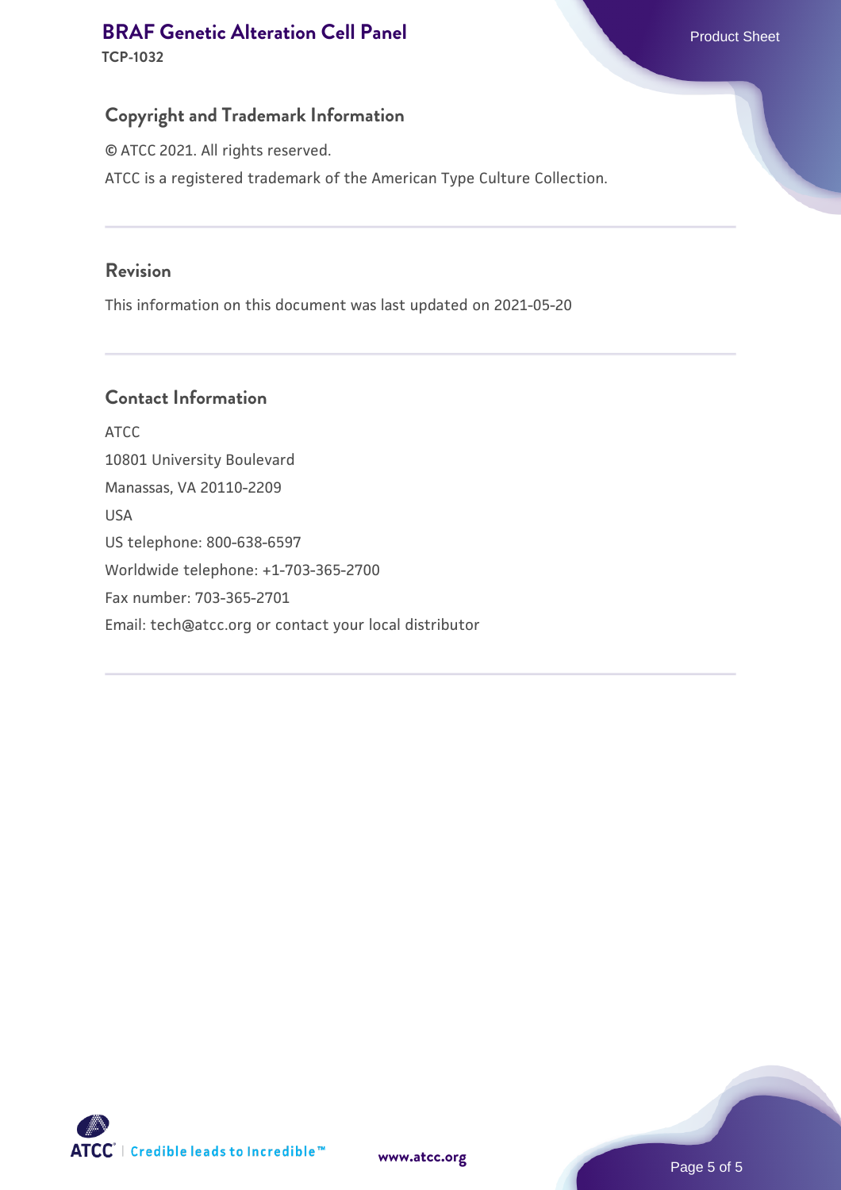## Copyright and Trademark Information

© ATCC 2021. All rights reserved.

ATCC is a registered trademark of the American Type Culture Collection.

## Revision

This information on this document was last updated on 2021-05-20

## Contact Information

ATCC
10801 University Boulevard
Manassas, VA 20110-2209
USA
US telephone: 800-638-6597
Worldwide telephone: +1-703-365-2700
Fax number: 703-365-2701
Email: tech@atcc.org or contact your local distributor